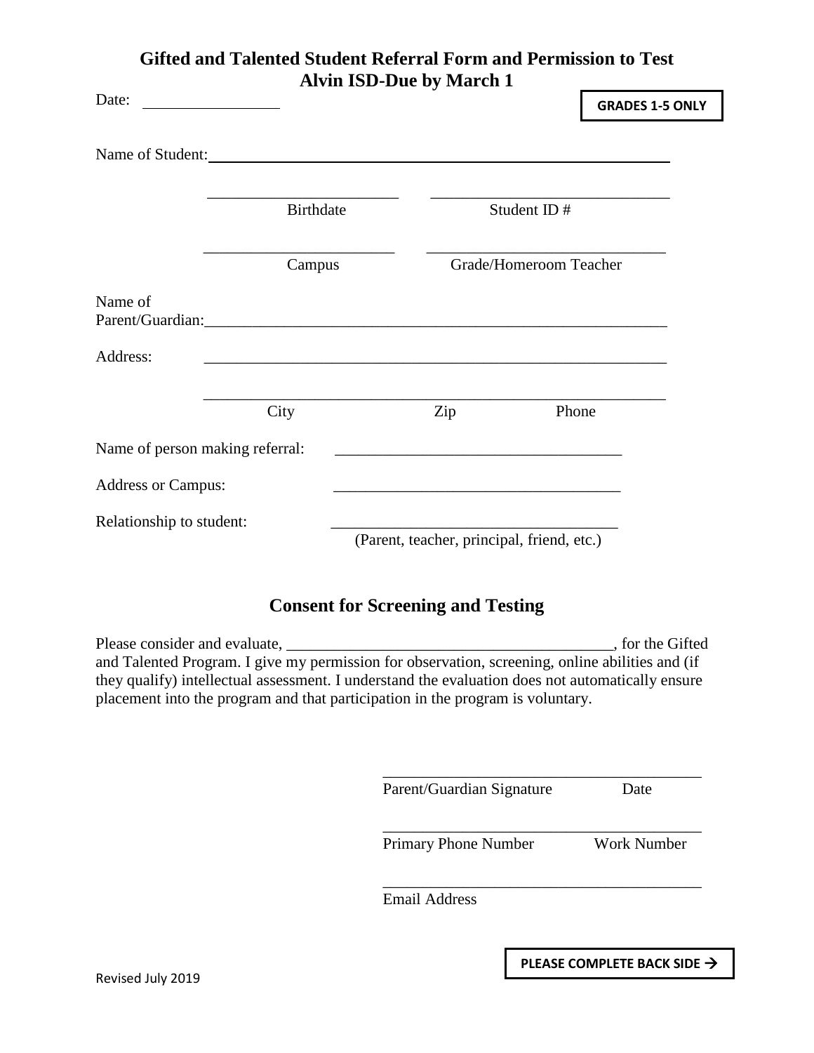# Gifted and Talented Student Referral Form and Permission to Test
## Alvin ISD-Due by March 1

**GRADES 1-5 ONLY**

Date: ________________

Name of Student: ____________________________________________________________

________________________ ____________________________
Birthdate Student ID #

________________________ ____________________________
Campus Grade/Homeroom Teacher

Name of Parent/Guardian: ____________________________________________________________

Address: ____________________________________________________________

____________________________________________________________
City Zip Phone

Name of person making referral: ____________________________________

Address or Campus: ____________________________________

Relationship to student: ____________________________________
(Parent, teacher, principal, friend, etc.)

## Consent for Screening and Testing

Please consider and evaluate, ________________________________________, for the Gifted and Talented Program. I give my permission for observation, screening, online abilities and (if they qualify) intellectual assessment. I understand the evaluation does not automatically ensure placement into the program and that participation in the program is voluntary.

________________________________________
Parent/Guardian Signature Date

________________________________________
Primary Phone Number Work Number

________________________________________
Email Address

**PLEASE COMPLETE BACK SIDE →**

Revised July 2019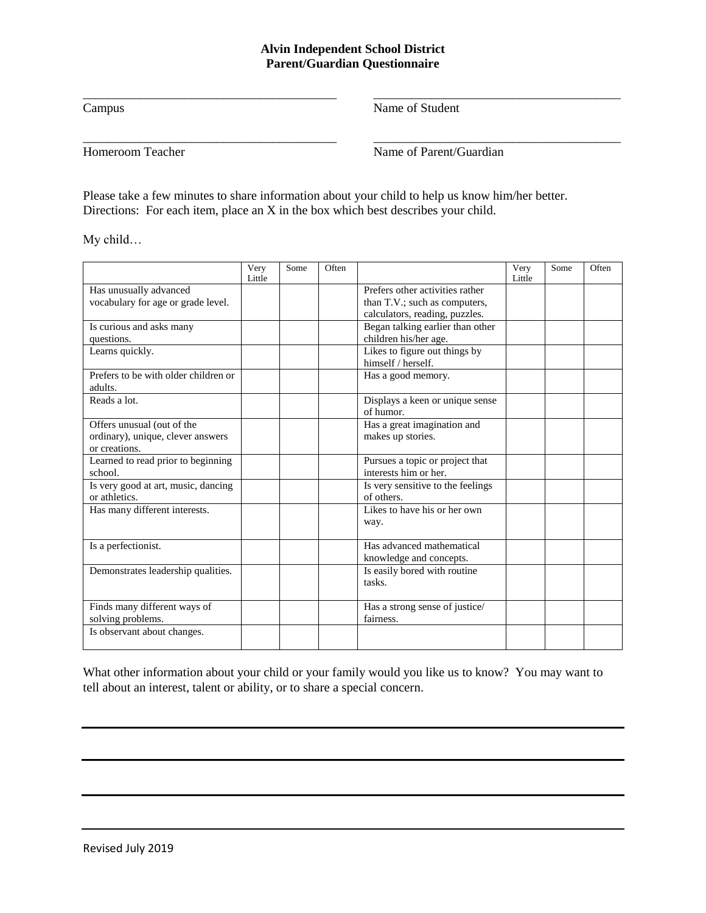**Alvin Independent School District**
**Parent/Guardian Questionnaire**

\_\_\_\_\_\_\_\_\_\_\_\_\_\_\_\_\_\_\_\_\_\_\_\_\_\_\_\_\_\_\_\_\_\_\_\_\_\_\_\_ Campus

\_\_\_\_\_\_\_\_\_\_\_\_\_\_\_\_\_\_\_\_\_\_\_\_\_\_\_\_\_\_\_\_\_\_\_\_\_\_\_\_ Name of Student

\_\_\_\_\_\_\_\_\_\_\_\_\_\_\_\_\_\_\_\_\_\_\_\_\_\_\_\_\_\_\_\_\_\_\_\_\_\_\_\_ Homeroom Teacher

\_\_\_\_\_\_\_\_\_\_\_\_\_\_\_\_\_\_\_\_\_\_\_\_\_\_\_\_\_\_\_\_\_\_\_\_\_\_\_\_ Name of Parent/Guardian

Please take a few minutes to share information about your child to help us know him/her better.
Directions: For each item, place an X in the box which best describes your child.

My child…

| | Very Little | Some | Often | | Very Little | Some | Often |
|---|---|---|---|---|---|---|---|
| Has unusually advanced vocabulary for age or grade level. | | | | Prefers other activities rather than T.V.; such as computers, calculators, reading, puzzles. | | | |
| Is curious and asks many questions. | | | | Began talking earlier than other children his/her age. | | | |
| Learns quickly. | | | | Likes to figure out things by himself / herself. | | | |
| Prefers to be with older children or adults. | | | | Has a good memory. | | | |
| Reads a lot. | | | | Displays a keen or unique sense of humor. | | | |
| Offers unusual (out of the ordinary), unique, clever answers or creations. | | | | Has a great imagination and makes up stories. | | | |
| Learned to read prior to beginning school. | | | | Pursues a topic or project that interests him or her. | | | |
| Is very good at art, music, dancing or athletics. | | | | Is very sensitive to the feelings of others. | | | |
| Has many different interests. | | | | Likes to have his or her own way. | | | |
| Is a perfectionist. | | | | Has advanced mathematical knowledge and concepts. | | | |
| Demonstrates leadership qualities. | | | | Is easily bored with routine tasks. | | | |
| Finds many different ways of solving problems. | | | | Has a strong sense of justice/ fairness. | | | |
| Is observant about changes. | | | | | | | |

What other information about your child or your family would you like us to know? You may want to tell about an interest, talent or ability, or to share a special concern.

\_\_\_\_\_\_\_\_\_\_\_\_\_\_\_\_\_\_\_\_\_\_\_\_\_\_\_\_\_\_\_\_\_\_\_\_\_\_\_\_\_\_\_\_\_\_\_\_\_\_\_\_\_\_\_\_\_\_\_\_\_\_\_\_\_\_\_\_\_\_\_\_\_\_\_\_\_\_

\_\_\_\_\_\_\_\_\_\_\_\_\_\_\_\_\_\_\_\_\_\_\_\_\_\_\_\_\_\_\_\_\_\_\_\_\_\_\_\_\_\_\_\_\_\_\_\_\_\_\_\_\_\_\_\_\_\_\_\_\_\_\_\_\_\_\_\_\_\_\_\_\_\_\_\_\_\_

\_\_\_\_\_\_\_\_\_\_\_\_\_\_\_\_\_\_\_\_\_\_\_\_\_\_\_\_\_\_\_\_\_\_\_\_\_\_\_\_\_\_\_\_\_\_\_\_\_\_\_\_\_\_\_\_\_\_\_\_\_\_\_\_\_\_\_\_\_\_\_\_\_\_\_\_\_\_

\_\_\_\_\_\_\_\_\_\_\_\_\_\_\_\_\_\_\_\_\_\_\_\_\_\_\_\_\_\_\_\_\_\_\_\_\_\_\_\_\_\_\_\_\_\_\_\_\_\_\_\_\_\_\_\_\_\_\_\_\_\_\_\_\_\_\_\_\_\_\_\_\_\_\_\_\_\_

Revised July 2019